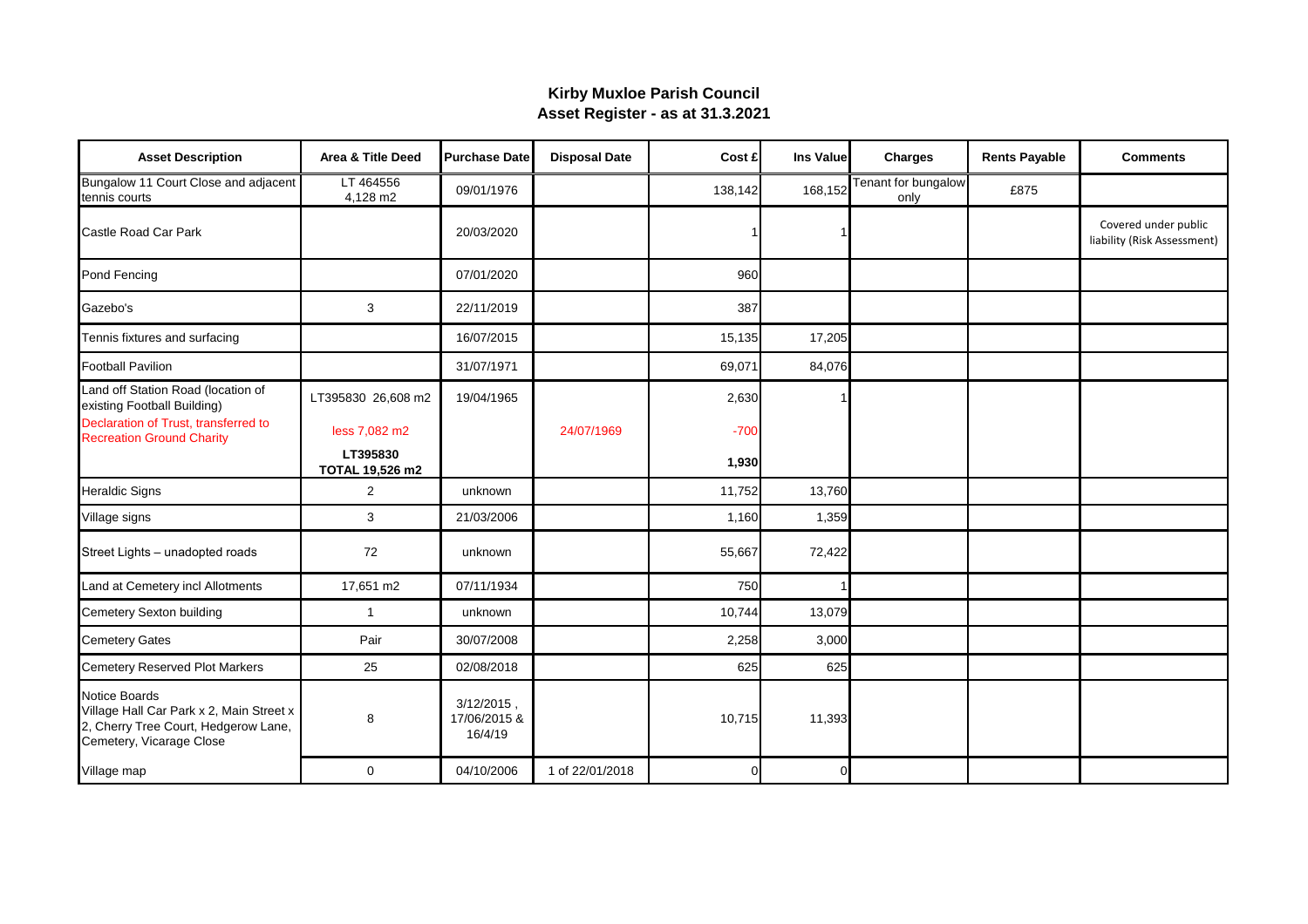# Kirby Muxloe Parish Council
## Asset Register - as at 31.3.2021

| Asset Description | Area & Title Deed | Purchase Date | Disposal Date | Cost £ | Ins Value | Charges | Rents Payable | Comments |
|---|---|---|---|---|---|---|---|---|
| Bungalow 11 Court Close and adjacent tennis courts | LT 464556 4,128 m2 | 09/01/1976 | | 138,142 | 168,152 | Tenant for bungalow only | £875 | |
| Castle Road Car Park | | 20/03/2020 | | 1 | 1 | | | Covered under public liability (Risk Assessment) |
| Pond Fencing | | 07/01/2020 | | 960 | | | | |
| Gazebo's | 3 | 22/11/2019 | | 387 | | | | |
| Tennis fixtures and surfacing | | 16/07/2015 | | 15,135 | 17,205 | | | |
| Football Pavilion | | 31/07/1971 | | 69,071 | 84,076 | | | |
| Land off Station Road (location of existing Football Building) | LT395830 26,608 m2 | 19/04/1965 | | 2,630 | 1 | | | |
| Declaration of Trust, transferred to Recreation Ground Charity | less 7,082 m2 | | 24/07/1969 | -700 | | | | |
| | **LT395830 TOTAL 19,526 m2** | | | **1,930** | | | | |
| Heraldic Signs | 2 | unknown | | 11,752 | 13,760 | | | |
| Village signs | 3 | 21/03/2006 | | 1,160 | 1,359 | | | |
| Street Lights – unadopted roads | 72 | unknown | | 55,667 | 72,422 | | | |
| Land at Cemetery incl Allotments | 17,651 m2 | 07/11/1934 | | 750 | 1 | | | |
| Cemetery Sexton building | 1 | unknown | | 10,744 | 13,079 | | | |
| Cemetery Gates | Pair | 30/07/2008 | | 2,258 | 3,000 | | | |
| Cemetery Reserved Plot Markers | 25 | 02/08/2018 | | 625 | 625 | | | |
| Notice Boards Village Hall Car Park x 2, Main Street x 2, Cherry Tree Court, Hedgerow Lane, Cemetery, Vicarage Close | 8 | 3/12/2015 , 17/06/2015 & 16/4/19 | | 10,715 | 11,393 | | | |
| Village map | 0 | 04/10/2006 | 1 of 22/01/2018 | 0 | 0 | | | |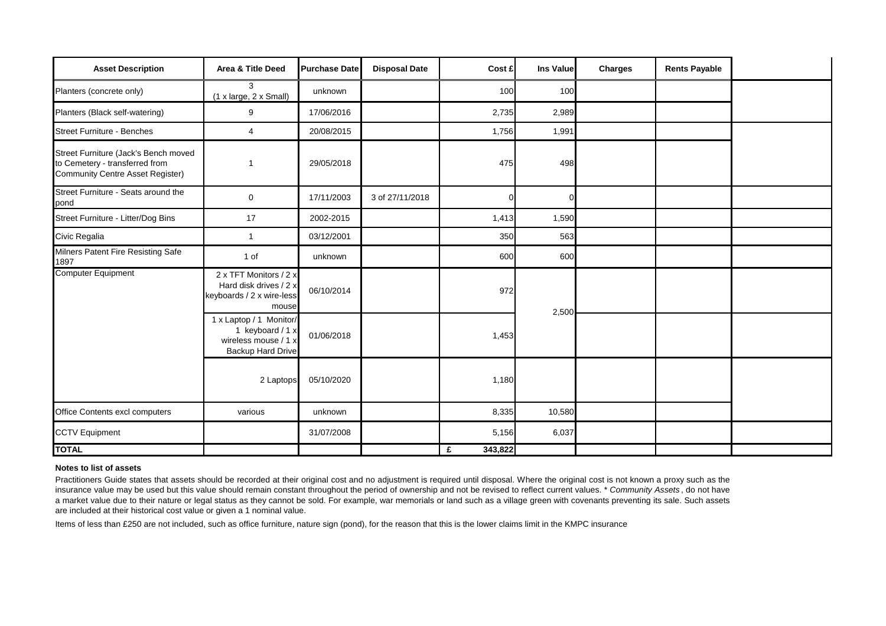| Asset Description | Area & Title Deed | Purchase Date | Disposal Date | Cost £ | Ins Value | Charges | Rents Payable | |
|---|---|---|---|---|---|---|---|---|
| Planters (concrete only) | 3 (1 x large, 2 x Small) | unknown | | 100 | 100 | | | |
| Planters (Black self-watering) | 9 | 17/06/2016 | | 2,735 | 2,989 | | | |
| Street Furniture - Benches | 4 | 20/08/2015 | | 1,756 | 1,991 | | | |
| Street Furniture (Jack's Bench moved to Cemetery - transferred from Community Centre Asset Register) | 1 | 29/05/2018 | | 475 | 498 | | | |
| Street Furniture - Seats around the pond | 0 | 17/11/2003 | 3 of 27/11/2018 | 0 | 0 | | | |
| Street Furniture - Litter/Dog Bins | 17 | 2002-2015 | | 1,413 | 1,590 | | | |
| Civic Regalia | 1 | 03/12/2001 | | 350 | 563 | | | |
| Milners Patent Fire Resisting Safe 1897 | 1 of | unknown | | 600 | 600 | | | |
| Computer Equipment | 2 x TFT Monitors / 2 x Hard disk drives / 2 x keyboards / 2 x wire-less mouse | 06/10/2014 | | 972 | 2,500 | | | |
| | 1 x Laptop / 1 Monitor/ 1 keyboard / 1 x wireless mouse / 1 x Backup Hard Drive | 01/06/2018 | | 1,453 | | | | |
| | 2 Laptops | 05/10/2020 | | 1,180 | | | | |
| Office Contents excl computers | various | unknown | | 8,335 | 10,580 | | | |
| CCTV Equipment | | 31/07/2008 | | 5,156 | 6,037 | | | |
| **TOTAL** | | | | £ 343,822 | | | | |

**Notes to list of assets**

Practitioners Guide states that assets should be recorded at their original cost and no adjustment is required until disposal. Where the original cost is not known a proxy such as the insurance value may be used but this value should remain constant throughout the period of ownership and not be revised to reflect current values. * *Community Assets*, do not have a market value due to their nature or legal status as they cannot be sold. For example, war memorials or land such as a village green with covenants preventing its sale. Such assets are included at their historical cost value or given a 1 nominal value.

Items of less than £250 are not included, such as office furniture, nature sign (pond), for the reason that this is the lower claims limit in the KMPC insurance